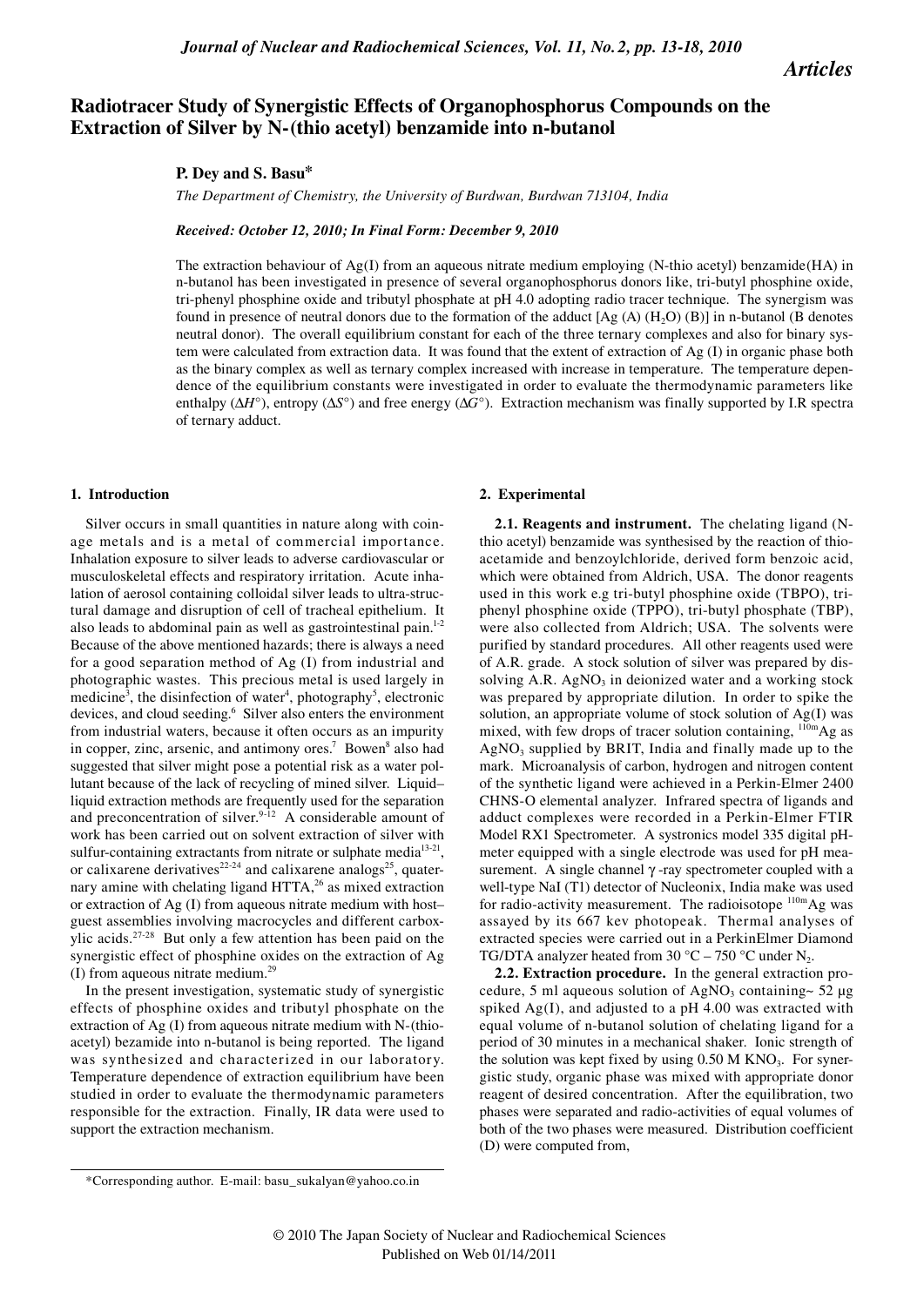*Articles*

# Radiotracer Study of Synergistic Effects of Organophosphorus Compounds on the Extraction of Silver by N-(thio acetyl) benzamide into n-butanol

**P. Dey and S. Basu***

*The Department of Chemistry, the University of Burdwan, Burdwan 713104, India*

*Received: October 12, 2010; In Final Form: December 9, 2010*

The extraction behaviour of Ag(I) from an aqueous nitrate medium employing (N-thio acetyl) benzamide(HA) in n-butanol has been investigated in presence of several organophosphorus donors like, tri-butyl phosphine oxide, tri-phenyl phosphine oxide and tributyl phosphate at pH 4.0 adopting radio tracer technique. The synergism was found in presence of neutral donors due to the formation of the adduct [Ag (A) ($H_2O$) (B)] in n-butanol (B denotes neutral donor). The overall equilibrium constant for each of the three ternary complexes and also for binary system were calculated from extraction data. It was found that the extent of extraction of Ag (I) in organic phase both as the binary complex as well as ternary complex increased with increase in temperature. The temperature dependence of the equilibrium constants were investigated in order to evaluate the thermodynamic parameters like enthalpy ($\Delta H°$), entropy ($\Delta S°$) and free energy ($\Delta G°$). Extraction mechanism was finally supported by I.R spectra of ternary adduct.

## 1. Introduction

Silver occurs in small quantities in nature along with coinage metals and is a metal of commercial importance. Inhalation exposure to silver leads to adverse cardiovascular or musculoskeletal effects and respiratory irritation. Acute inhalation of aerosol containing colloidal silver leads to ultra-structural damage and disruption of cell of tracheal epithelium. It also leads to abdominal pain as well as gastrointestinal pain.[1-2] Because of the above mentioned hazards; there is always a need for a good separation method of Ag (I) from industrial and photographic wastes. This precious metal is used largely in medicine[3], the disinfection of water[4], photography[5], electronic devices, and cloud seeding.[6] Silver also enters the environment from industrial waters, because it often occurs as an impurity in copper, zinc, arsenic, and antimony ores.[7] Bowen[8] also had suggested that silver might pose a potential risk as a water pollutant because of the lack of recycling of mined silver. Liquid–liquid extraction methods are frequently used for the separation and preconcentration of silver.[9-12] A considerable amount of work has been carried out on solvent extraction of silver with sulfur-containing extractants from nitrate or sulphate media[13-21], or calixarene derivatives[22-24] and calixarene analogs[25], quaternary amine with chelating ligand HTTA,[26] as mixed extraction or extraction of Ag (I) from aqueous nitrate medium with host–guest assemblies involving macrocycles and different carboxylic acids.[27-28] But only a few attention has been paid on the synergistic effect of phosphine oxides on the extraction of Ag (I) from aqueous nitrate medium.[29]

In the present investigation, systematic study of synergistic effects of phosphine oxides and tributyl phosphate on the extraction of Ag (I) from aqueous nitrate medium with N-(thioacetyl) bezamide into n-butanol is being reported. The ligand was synthesized and characterized in our laboratory. Temperature dependence of extraction equilibrium have been studied in order to evaluate the thermodynamic parameters responsible for the extraction. Finally, IR data were used to support the extraction mechanism.

## 2. Experimental

**2.1. Reagents and instrument.** The chelating ligand (N-thio acetyl) benzamide was synthesised by the reaction of thioacetamide and benzoylchloride, derived form benzoic acid, which were obtained from Aldrich, USA. The donor reagents used in this work e.g tri-butyl phosphine oxide (TBPO), tri-phenyl phosphine oxide (TPPO), tri-butyl phosphate (TBP), were also collected from Aldrich; USA. The solvents were purified by standard procedures. All other reagents used were of A.R. grade. A stock solution of silver was prepared by dissolving A.R. $AgNO_3$ in deionized water and a working stock was prepared by appropriate dilution. In order to spike the solution, an appropriate volume of stock solution of Ag(I) was mixed, with few drops of tracer solution containing, $^{110m}Ag$ as $AgNO_3$ supplied by BRIT, India and finally made up to the mark. Microanalysis of carbon, hydrogen and nitrogen content of the synthetic ligand were achieved in a Perkin-Elmer 2400 CHNS-O elemental analyzer. Infrared spectra of ligands and adduct complexes were recorded in a Perkin-Elmer FTIR Model RX1 Spectrometer. A systronics model 335 digital pH-meter equipped with a single electrode was used for pH measurement. A single channel γ -ray spectrometer coupled with a well-type NaI (T1) detector of Nucleonix, India make was used for radio-activity measurement. The radioisotope $^{110m}Ag$ was assayed by its 667 kev photopeak. Thermal analyses of extracted species were carried out in a PerkinElmer Diamond TG/DTA analyzer heated from 30 °C – 750 °C under $N_2$.

**2.2. Extraction procedure.** In the general extraction procedure, 5 ml aqueous solution of $AgNO_3$ containing~ 52 μg spiked Ag(I), and adjusted to a pH 4.00 was extracted with equal volume of n-butanol solution of chelating ligand for a period of 30 minutes in a mechanical shaker. Ionic strength of the solution was kept fixed by using 0.50 M $KNO_3$. For synergistic study, organic phase was mixed with appropriate donor reagent of desired concentration. After the equilibration, two phases were separated and radio-activities of equal volumes of both of the two phases were measured. Distribution coefficient (D) were computed from,

*Corresponding author. E-mail: basu_sukalyan@yahoo.co.in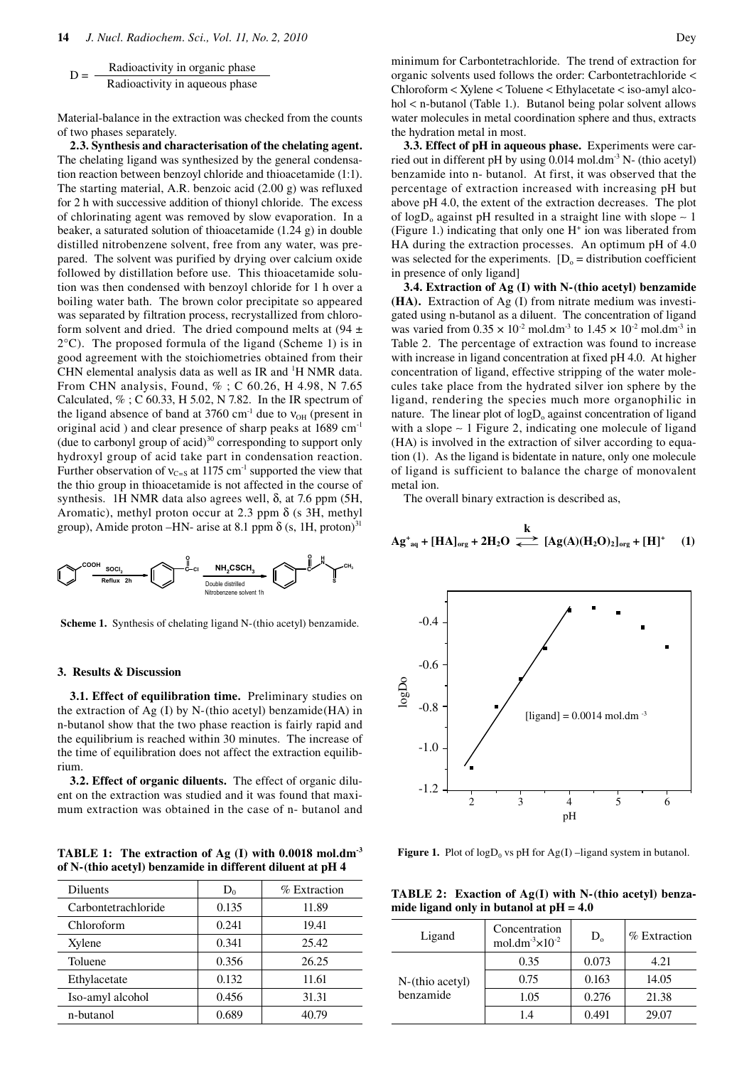$$D = \frac{\text{Radioactivity in organic phase}}{\text{Radioactivity in aqueous phase}}$$

Material-balance in the extraction was checked from the counts of two phases separately.

**2.3. Synthesis and characterisation of the chelating agent.** The chelating ligand was synthesized by the general condensation reaction between benzoyl chloride and thioacetamide (1:1). The starting material, A.R. benzoic acid (2.00 g) was refluxed for 2 h with successive addition of thionyl chloride. The excess of chlorinating agent was removed by slow evaporation. In a beaker, a saturated solution of thioacetamide (1.24 g) in double distilled nitrobenzene solvent, free from any water, was prepared. The solvent was purified by drying over calcium oxide followed by distillation before use. This thioacetamide solution was then condensed with benzoyl chloride for 1 h over a boiling water bath. The brown color precipitate so appeared was separated by filtration process, recrystallized from chloroform solvent and dried. The dried compound melts at (94 ± 2°C). The proposed formula of the ligand (Scheme 1) is in good agreement with the stoichiometries obtained from their CHN elemental analysis data as well as IR and $^1$H NMR data. From CHN analysis, Found, % ; C 60.26, H 4.98, N 7.65 Calculated, % ; C 60.33, H 5.02, N 7.82. In the IR spectrum of the ligand absence of band at 3760 cm$^{-1}$ due to $\nu_{OH}$ (present in original acid ) and clear presence of sharp peaks at 1689 cm$^{-1}$ (due to carbonyl group of acid)[30] corresponding to support only hydroxyl group of acid take part in condensation reaction. Further observation of $\nu_{C=S}$ at 1175 cm$^{-1}$ supported the view that the thio group in thioacetamide is not affected in the course of synthesis. 1H NMR data also agrees well, δ, at 7.6 ppm (5H, Aromatic), methyl proton occur at 2.3 ppm δ (s 3H, methyl group), Amide proton –HN- arise at 8.1 ppm δ (s, 1H, proton)[31]

**Scheme 1.** Synthesis of chelating ligand N-(thio acetyl) benzamide.

## 3. Results & Discussion

**3.1. Effect of equilibration time.** Preliminary studies on the extraction of Ag (I) by N-(thio acetyl) benzamide(HA) in n-butanol show that the two phase reaction is fairly rapid and the equilibrium is reached within 30 minutes. The increase of the time of equilibration does not affect the extraction equilibrium.

**3.2. Effect of organic diluents.** The effect of organic diluent on the extraction was studied and it was found that maximum extraction was obtained in the case of n- butanol and minimum for Carbontetrachloride. The trend of extraction for organic solvents used follows the order: Carbontetrachloride < Chloroform < Xylene < Toluene < Ethylacetate < iso-amyl alcohol < n-butanol (Table 1.). Butanol being polar solvent allows water molecules in metal coordination sphere and thus, extracts the hydration metal in most.

**TABLE 1: The extraction of Ag (I) with 0.0018 mol.dm$^{-3}$ of N-(thio acetyl) benzamide in different diluent at pH 4**

| Diluents | $D_0$ | % Extraction |
|---|---|---|
| Carbontetrachloride | 0.135 | 11.89 |
| Chloroform | 0.241 | 19.41 |
| Xylene | 0.341 | 25.42 |
| Toluene | 0.356 | 26.25 |
| Ethylacetate | 0.132 | 11.61 |
| Iso-amyl alcohol | 0.456 | 31.31 |
| n-butanol | 0.689 | 40.79 |

**3.3. Effect of pH in aqueous phase.** Experiments were carried out in different pH by using 0.014 mol.dm$^{-3}$ N- (thio acetyl) benzamide into n- butanol. At first, it was observed that the percentage of extraction increased with increasing pH but above pH 4.0, the extent of the extraction decreases. The plot of $\log D_o$ against pH resulted in a straight line with slope ~ 1 (Figure 1.) indicating that only one $H^+$ ion was liberated from HA during the extraction processes. An optimum pH of 4.0 was selected for the experiments. [$D_o$ = distribution coefficient in presence of only ligand]

**3.4. Extraction of Ag (I) with N-(thio acetyl) benzamide (HA).** Extraction of Ag (I) from nitrate medium was investigated using n-butanol as a diluent. The concentration of ligand was varied from 0.35 × 10$^{-2}$ mol.dm$^{-3}$ to 1.45 × 10$^{-2}$ mol.dm$^{-3}$ in Table 2. The percentage of extraction was found to increase with increase in ligand concentration at fixed pH 4.0. At higher concentration of ligand, effective stripping of the water molecules take place from the hydrated silver ion sphere by the ligand, rendering the species much more organophilic in nature. The linear plot of $\log D_o$ against concentration of ligand with a slope ~ 1 Figure 2, indicating one molecule of ligand (HA) is involved in the extraction of silver according to equation (1). As the ligand is bidentate in nature, only one molecule of ligand is sufficient to balance the charge of monovalent metal ion.

The overall binary extraction is described as,

$$Ag^+_{aq} + [HA]_{org} + 2H_2O \underset{}{\overset{k}{\rightleftarrows}} [Ag(A)(H_2O)_2]_{org} + [H]^+ \quad (1)$$

**Figure 1.** Plot of $\log D_0$ vs pH for Ag(I) –ligand system in butanol.

**TABLE 2: Exaction of Ag(I) with N-(thio acetyl) benzamide ligand only in butanol at pH = 4.0**

| Ligand | Concentration mol.dm$^{-3}$×10$^{-2}$ | $D_o$ | % Extraction |
|---|---|---|---|
| N-(thio acetyl) benzamide | 0.35 | 0.073 | 4.21 |
| | 0.75 | 0.163 | 14.05 |
| | 1.05 | 0.276 | 21.38 |
| | 1.4 | 0.491 | 29.07 |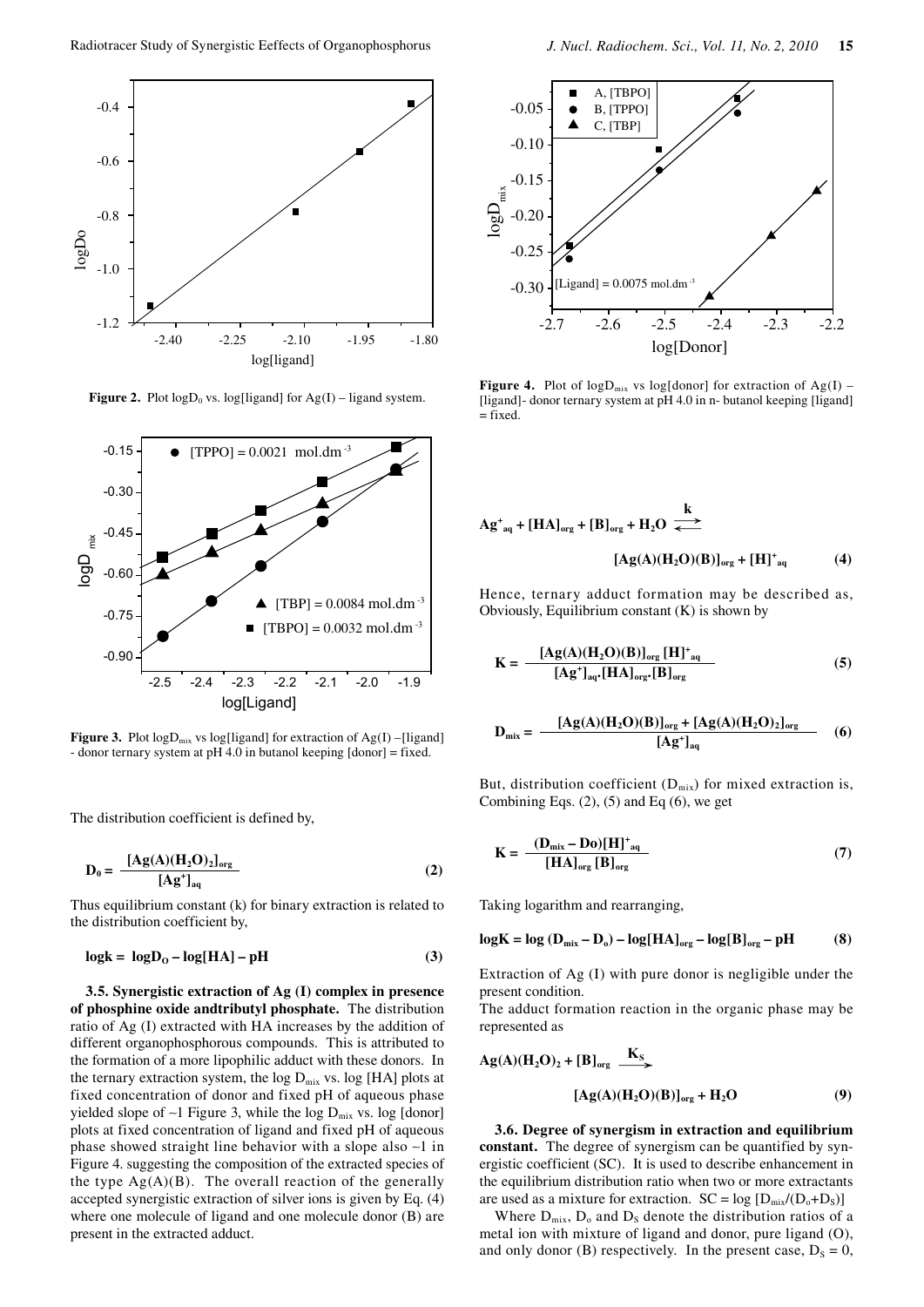Figure 2. Plot $\log D_0$ vs. log[ligand] for Ag(I) – ligand system.

Figure 3. Plot $\log D_{mix}$ vs log[ligand] for extraction of Ag(I) –[ligand] - donor ternary system at pH 4.0 in butanol keeping [donor] = fixed.

The distribution coefficient is defined by,

$$D_0 = \frac{[Ag(A)(H_2O)_2]_{org}}{[Ag^+]_{aq}} \quad (2)$$

Thus equilibrium constant (k) for binary extraction is related to the distribution coefficient by,

$$\log k = \log D_O - \log[HA] - pH \quad (3)$$

**3.5. Synergistic extraction of Ag (I) complex in presence of phosphine oxide andtributyl phosphate.** The distribution ratio of Ag (I) extracted with HA increases by the addition of different organophosphorous compounds. This is attributed to the formation of a more lipophilic adduct with these donors. In the ternary extraction system, the $\log D_{mix}$ vs. log [HA] plots at fixed concentration of donor and fixed pH of aqueous phase yielded slope of ~1 Figure 3, while the $\log D_{mix}$ vs. log [donor] plots at fixed concentration of ligand and fixed pH of aqueous phase showed straight line behavior with a slope also ~1 in Figure 4. suggesting the composition of the extracted species of the type Ag(A)(B). The overall reaction of the generally accepted synergistic extraction of silver ions is given by Eq. (4) where one molecule of ligand and one molecule donor (B) are present in the extracted adduct.

Figure 4. Plot of $\log D_{mix}$ vs log[donor] for extraction of Ag(I) – [ligand]- donor ternary system at pH 4.0 in n- butanol keeping [ligand] = fixed.

$$Ag^+_{aq} + [HA]_{org} + [B]_{org} + H_2O \overset{k}{\rightleftarrows} [Ag(A)(H_2O)(B)]_{org} + [H]^+_{aq} \quad (4)$$

Hence, ternary adduct formation may be described as, Obviously, Equilibrium constant (K) is shown by

$$K = \frac{[Ag(A)(H_2O)(B)]_{org}\,[H]^+_{aq}}{[Ag^+]_{aq}.[HA]_{org}.[B]_{org}} \quad (5)$$

$$D_{mix} = \frac{[Ag(A)(H_2O)(B)]_{org} + [Ag(A)(H_2O)_2]_{org}}{[Ag^+]_{aq}} \quad (6)$$

But, distribution coefficient ($D_{mix}$) for mixed extraction is, Combining Eqs. (2), (5) and Eq (6), we get

$$K = \frac{(D_{mix} - Do)[H]^+_{aq}}{[HA]_{org}\,[B]_{org}} \quad (7)$$

Taking logarithm and rearranging,

$$\log K = \log (D_{mix} - D_o) - \log[HA]_{org} - \log[B]_{org} - pH \quad (8)$$

Extraction of Ag (I) with pure donor is negligible under the present condition.
The adduct formation reaction in the organic phase may be represented as

$$Ag(A)(H_2O)_2 + [B]_{org} \xrightarrow{K_S} [Ag(A)(H_2O)(B)]_{org} + H_2O \quad (9)$$

**3.6. Degree of synergism in extraction and equilibrium constant.** The degree of synergism can be quantified by synergistic coefficient (SC). It is used to describe enhancement in the equilibrium distribution ratio when two or more extractants are used as a mixture for extraction. $SC = \log [D_{mix}/(D_o+D_S)]$

Where $D_{mix}$, $D_o$ and $D_S$ denote the distribution ratios of a metal ion with mixture of ligand and donor, pure ligand (O), and only donor (B) respectively. In the present case, $D_S = 0$,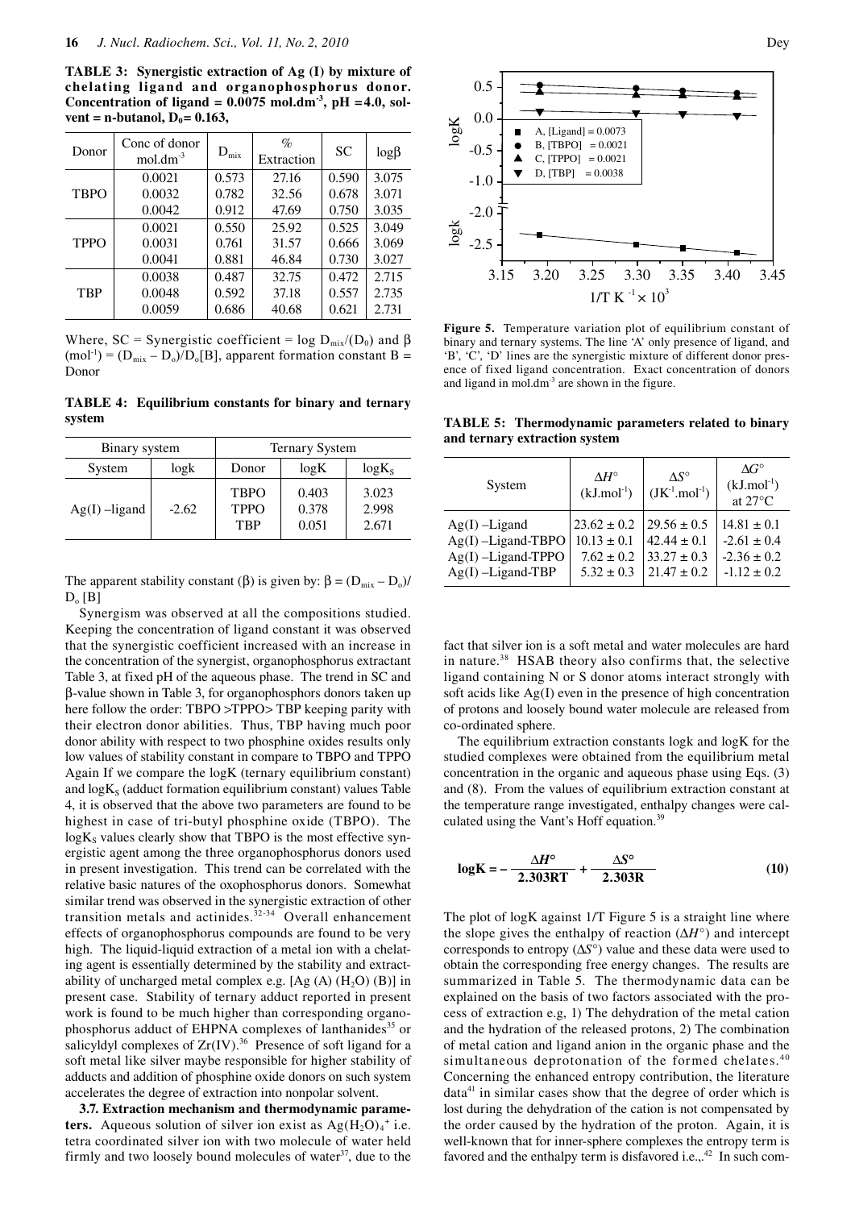**TABLE 3: Synergistic extraction of Ag (I) by mixture of chelating ligand and organophosphorus donor. Concentration of ligand = 0.0075 mol.dm$^{-3}$, pH =4.0, solvent = n-butanol, $D_0$= 0.163,**

| Donor | Conc of donor mol.dm$^{-3}$ | $D_{mix}$ | % Extraction | SC | logβ |
|---|---|---|---|---|---|
| TBPO | 0.0021 | 0.573 | 27.16 | 0.590 | 3.075 |
| | 0.0032 | 0.782 | 32.56 | 0.678 | 3.071 |
| | 0.0042 | 0.912 | 47.69 | 0.750 | 3.035 |
| TPPO | 0.0021 | 0.550 | 25.92 | 0.525 | 3.049 |
| | 0.0031 | 0.761 | 31.57 | 0.666 | 3.069 |
| | 0.0041 | 0.881 | 46.84 | 0.730 | 3.027 |
| TBP | 0.0038 | 0.487 | 32.75 | 0.472 | 2.715 |
| | 0.0048 | 0.592 | 37.18 | 0.557 | 2.735 |
| | 0.0059 | 0.686 | 40.68 | 0.621 | 2.731 |

Where, SC = Synergistic coefficient = log $D_{mix}/(D_0)$ and β (mol$^{-1}$) = $(D_{mix} - D_o)/D_o[B]$, apparent formation constant B = Donor

**TABLE 4: Equilibrium constants for binary and ternary system**

| Binary system | | Ternary System | | |
|---|---|---|---|---|
| System | logk | Donor | logK | $\log K_S$ |
| Ag(I) –ligand | -2.62 | TBPO | 0.403 | 3.023 |
| | | TPPO | 0.378 | 2.998 |
| | | TBP | 0.051 | 2.671 |

The apparent stability constant (β) is given by: $\beta = (D_{mix} - D_o)/D_o [B]$

Synergism was observed at all the compositions studied. Keeping the concentration of ligand constant it was observed that the synergistic coefficient increased with an increase in the concentration of the synergist, organophosphorus extractant Table 3, at fixed pH of the aqueous phase. The trend in SC and β-value shown in Table 3, for organophosphors donors taken up here follow the order: TBPO >TPPO> TBP keeping parity with their electron donor abilities. Thus, TBP having much poor donor ability with respect to two phosphine oxides results only low values of stability constant in compare to TBPO and TPPO Again If we compare the logK (ternary equilibrium constant) and $\log K_S$ (adduct formation equilibrium constant) values Table 4, it is observed that the above two parameters are found to be highest in case of tri-butyl phosphine oxide (TBPO). The $\log K_S$ values clearly show that TBPO is the most effective synergistic agent among the three organophosphorus donors used in present investigation. This trend can be correlated with the relative basic natures of the oxophosphorus donors. Somewhat similar trend was observed in the synergistic extraction of other transition metals and actinides.[32-34] Overall enhancement effects of organophosphorus compounds are found to be very high. The liquid-liquid extraction of a metal ion with a chelating agent is essentially determined by the stability and extractability of uncharged metal complex e.g. [Ag (A) ($H_2O$) (B)] in present case. Stability of ternary adduct reported in present work is found to be much higher than corresponding organophosphorus adduct of EHPNA complexes of lanthanides[35] or salicyldyl complexes of Zr(IV).[36] Presence of soft ligand for a soft metal like silver maybe responsible for higher stability of adducts and addition of phosphine oxide donors on such system accelerates the degree of extraction into nonpolar solvent.

**3.7. Extraction mechanism and thermodynamic parameters.** Aqueous solution of silver ion exist as $Ag(H_2O)_4^+$ i.e. tetra coordinated silver ion with two molecule of water held firmly and two loosely bound molecules of water[37], due to the fact that silver ion is a soft metal and water molecules are hard in nature.[38] HSAB theory also confirms that, the selective ligand containing N or S donor atoms interact strongly with soft acids like Ag(I) even in the presence of high concentration of protons and loosely bound water molecule are released from co-ordinated sphere.

**Figure 5.** Temperature variation plot of equilibrium constant of binary and ternary systems. The line 'A' only presence of ligand, and 'B', 'C', 'D' lines are the synergistic mixture of different donor presence of fixed ligand concentration. Exact concentration of donors and ligand in mol.dm$^{-3}$ are shown in the figure.

**TABLE 5: Thermodynamic parameters related to binary and ternary extraction system**

| System | $\Delta H°$ (kJ.mol$^{-1}$) | $\Delta S°$ (JK$^{-1}$.mol$^{-1}$) | $\Delta G°$ (kJ.mol$^{-1}$) at 27°C |
|---|---|---|---|
| Ag(I) –Ligand | 23.62 ± 0.2 | 29.56 ± 0.5 | 14.81 ± 0.1 |
| Ag(I) –Ligand-TBPO | 10.13 ± 0.1 | 42.44 ± 0.1 | -2.61 ± 0.4 |
| Ag(I) –Ligand-TPPO | 7.62 ± 0.2 | 33.27 ± 0.3 | -2.36 ± 0.2 |
| Ag(I) –Ligand-TBP | 5.32 ± 0.3 | 21.47 ± 0.2 | -1.12 ± 0.2 |

The equilibrium extraction constants logk and logK for the studied complexes were obtained from the equilibrium metal concentration in the organic and aqueous phase using Eqs. (3) and (8). From the values of equilibrium extraction constant at the temperature range investigated, enthalpy changes were calculated using the Vant's Hoff equation.[39]

$$\log K = -\frac{\Delta H°}{2.303RT} + \frac{\Delta S°}{2.303R} \tag{10}$$

The plot of logK against 1/T Figure 5 is a straight line where the slope gives the enthalpy of reaction ($\Delta H°$) and intercept corresponds to entropy ($\Delta S°$) value and these data were used to obtain the corresponding free energy changes. The results are summarized in Table 5. The thermodynamic data can be explained on the basis of two factors associated with the process of extraction e.g, 1) The dehydration of the metal cation and the hydration of the released protons, 2) The combination of metal cation and ligand anion in the organic phase and the simultaneous deprotonation of the formed chelates.[40] Concerning the enhanced entropy contribution, the literature data[41] in similar cases show that the degree of order which is lost during the dehydration of the cation is not compensated by the order caused by the hydration of the proton. Again, it is well-known that for inner-sphere complexes the entropy term is favored and the enthalpy term is disfavored i.e.,.[42] In such com-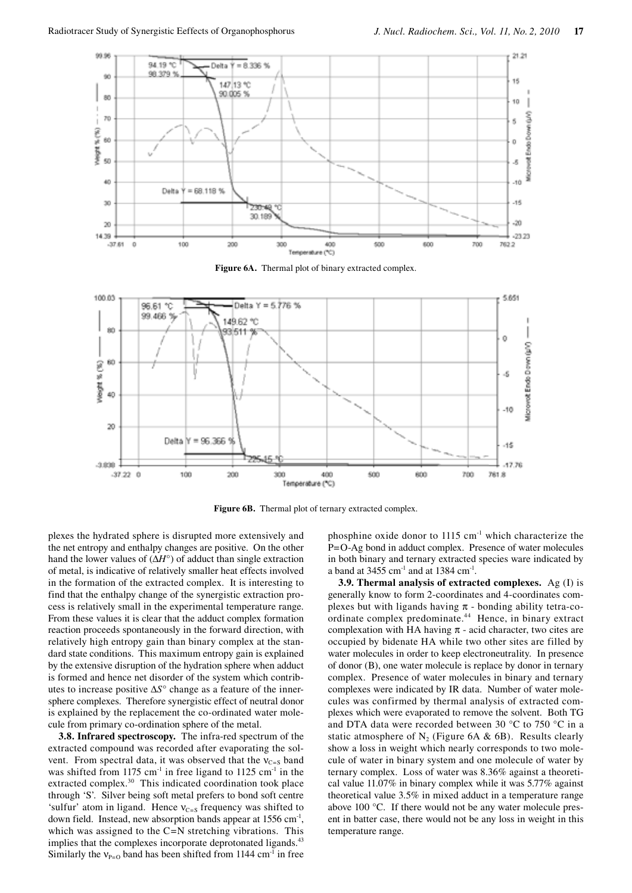**Figure 6A.** Thermal plot of binary extracted complex.

**Figure 6B.** Thermal plot of ternary extracted complex.

plexes the hydrated sphere is disrupted more extensively and the net entropy and enthalpy changes are positive. On the other hand the lower values of ($\Delta H°$) of adduct than single extraction of metal, is indicative of relatively smaller heat effects involved in the formation of the extracted complex. It is interesting to find that the enthalpy change of the synergistic extraction process is relatively small in the experimental temperature range. From these values it is clear that the adduct complex formation reaction proceeds spontaneously in the forward direction, with relatively high entropy gain than binary complex at the standard state conditions. This maximum entropy gain is explained by the extensive disruption of the hydration sphere when adduct is formed and hence net disorder of the system which contributes to increase positive $\Delta S°$ change as a feature of the innersphere complexes. Therefore synergistic effect of neutral donor is explained by the replacement the co-ordinated water molecule from primary co-ordination sphere of the metal.

**3.8. Infrared spectroscopy.** The infra-red spectrum of the extracted compound was recorded after evaporating the solvent. From spectral data, it was observed that the $\nu_{C=S}$ band was shifted from 1175 $cm^{-1}$ in free ligand to 1125 $cm^{-1}$ in the extracted complex.[30] This indicated coordination took place through 'S'. Silver being soft metal prefers to bond soft centre 'sulfur' atom in ligand. Hence $\nu_{C=S}$ frequency was shifted to down field. Instead, new absorption bands appear at 1556 $cm^{-1}$, which was assigned to the C=N stretching vibrations. This implies that the complexes incorporate deprotonated ligands.[43] Similarly the $\nu_{P=O}$ band has been shifted from 1144 $cm^{-1}$ in free phosphine oxide donor to 1115 $cm^{-1}$ which characterize the P=O-Ag bond in adduct complex. Presence of water molecules in both binary and ternary extracted species ware indicated by a band at 3455 $cm^{-1}$ and at 1384 $cm^{-1}$.

**3.9. Thermal analysis of extracted complexes.** Ag (I) is generally know to form 2-coordinates and 4-coordinates complexes but with ligands having $\pi$ - bonding ability tetra-coordinate complex predominate.[44] Hence, in binary extract complexation with HA having $\pi$ - acid character, two cites are occupied by bidenate HA while two other sites are filled by water molecules in order to keep electroneutrality. In presence of donor (B), one water molecule is replace by donor in ternary complex. Presence of water molecules in binary and ternary complexes were indicated by IR data. Number of water molecules was confirmed by thermal analysis of extracted complexes which were evaporated to remove the solvent. Both TG and DTA data were recorded between 30 °C to 750 °C in a static atmosphere of $N_2$ (Figure 6A & 6B). Results clearly show a loss in weight which nearly corresponds to two molecule of water in binary system and one molecule of water by ternary complex. Loss of water was 8.36% against a theoretical value 11.07% in binary complex while it was 5.77% against theoretical value 3.5% in mixed adduct in a temperature range above 100 °C. If there would not be any water molecule present in batter case, there would not be any loss in weight in this temperature range.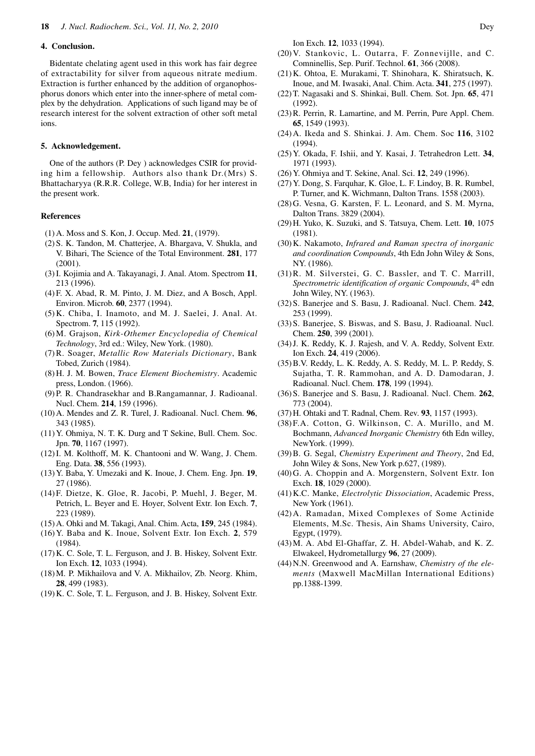### 4. Conclusion.

Bidentate chelating agent used in this work has fair degree of extractability for silver from aqueous nitrate medium. Extraction is further enhanced by the addition of organophosphorus donors which enter into the inner-sphere of metal complex by the dehydration. Applications of such ligand may be of research interest for the solvent extraction of other soft metal ions.

### 5. Acknowledgement.

One of the authors (P. Dey ) acknowledges CSIR for providing him a fellowship. Authors also thank Dr.(Mrs) S. Bhattacharyya (R.R.R. College, W.B, India) for her interest in the present work.

### References

(1) A. Moss and S. Kon, J. Occup. Med. **21**, (1979).
(2) S. K. Tandon, M. Chatterjee, A. Bhargava, V. Shukla, and V. Bihari, The Science of the Total Environment. **281**, 177 (2001).
(3) I. Kojimia and A. Takayanagi, J. Anal. Atom. Spectrom **11**, 213 (1996).
(4) F. X. Abad, R. M. Pinto, J. M. Diez, and A Bosch, Appl. Environ. Microb. **60**, 2377 (1994).
(5) K. Chiba, I. Inamoto, and M. J. Saelei, J. Anal. At. Spectrom. **7**, 115 (1992).
(6) M. Grajson, *Kirk-Othemer Encyclopedia of Chemical Technology*, 3rd ed.: Wiley, New York. (1980).
(7) R. Soager, *Metallic Row Materials Dictionary*, Bank Tobed, Zurich (1984).
(8) H. J. M. Bowen, *Trace Element Biochemistry*. Academic press, London. (1966).
(9) P. R. Chandrasekhar and B.Rangamannar, J. Radioanal. Nucl. Chem. **214**, 159 (1996).
(10) A. Mendes and Z. R. Turel, J. Radioanal. Nucl. Chem. **96**, 343 (1985).
(11) Y. Ohmiya, N. T. K. Durg and T Sekine, Bull. Chem. Soc. Jpn. **70**, 1167 (1997).
(12) I. M. Kolthoff, M. K. Chantooni and W. Wang, J. Chem. Eng. Data. **38**, 556 (1993).
(13) Y. Baba, Y. Umezaki and K. Inoue, J. Chem. Eng. Jpn. **19**, 27 (1986).
(14) F. Dietze, K. Gloe, R. Jacobi, P. Muehl, J. Beger, M. Petrich, L. Beyer and E. Hoyer, Solvent Extr. Ion Exch. **7**, 223 (1989).
(15) A. Ohki and M. Takagi, Anal. Chim. Acta, **159**, 245 (1984).
(16) Y. Baba and K. Inoue, Solvent Extr. Ion Exch. **2**, 579 (1984).
(17) K. C. Sole, T. L. Ferguson, and J. B. Hiskey, Solvent Extr. Ion Exch. **12**, 1033 (1994).
(18) M. P. Mikhailova and V. A. Mikhailov, Zb. Neorg. Khim, **28**, 499 (1983).
(19) K. C. Sole, T. L. Ferguson, and J. B. Hiskey, Solvent Extr. Ion Exch. **12**, 1033 (1994).
(20) V. Stankovic, L. Outarra, F. Zonnevijlle, and C. Comninellis, Sep. Purif. Technol. **61**, 366 (2008).
(21) K. Ohtoa, E. Murakami, T. Shinohara, K. Shiratsuch, K. Inoue, and M. Iwasaki, Anal. Chim. Acta. **341**, 275 (1997).
(22) T. Nagasaki and S. Shinkai, Bull. Chem. Sot. Jpn. **65**, 471 (1992).
(23) R. Perrin, R. Lamartine, and M. Perrin, Pure Appl. Chem. **65**, 1549 (1993).
(24) A. Ikeda and S. Shinkai. J. Am. Chem. Soc **116**, 3102 (1994).
(25) Y. Okada, F. Ishii, and Y. Kasai, J. Tetrahedron Lett. **34**, 1971 (1993).
(26) Y. Ohmiya and T. Sekine, Anal. Sci. **12**, 249 (1996).
(27) Y. Dong, S. Farquhar, K. Gloe, L. F. Lindoy, B. R. Rumbel, P. Turner, and K. Wichmann, Dalton Trans. 1558 (2003).
(28) G. Vesna, G. Karsten, F. L. Leonard, and S. M. Myrna, Dalton Trans. 3829 (2004).
(29) H. Yuko, K. Suzuki, and S. Tatsuya, Chem. Lett. **10**, 1075 (1981).
(30) K. Nakamoto, *Infrared and Raman spectra of inorganic and coordination Compounds*, 4th Edn John Wiley & Sons, NY. (1986).
(31) R. M. Silverstei, G. C. Bassler, and T. C. Marrill, *Spectrometric identification of organic Compounds*, 4th edn John Wiley, NY. (1963).
(32) S. Banerjee and S. Basu, J. Radioanal. Nucl. Chem. **242**, 253 (1999).
(33) S. Banerjee, S. Biswas, and S. Basu, J. Radioanal. Nucl. Chem. **250**, 399 (2001).
(34) J. K. Reddy, K. J. Rajesh, and V. A. Reddy, Solvent Extr. Ion Exch. **24**, 419 (2006).
(35) B.V. Reddy, L. K. Reddy, A. S. Reddy, M. L. P. Reddy, S. Sujatha, T. R. Rammohan, and A. D. Damodaran, J. Radioanal. Nucl. Chem. **178**, 199 (1994).
(36) S. Banerjee and S. Basu, J. Radioanal. Nucl. Chem. **262**, 773 (2004).
(37) H. Ohtaki and T. Radnal, Chem. Rev. **93**, 1157 (1993).
(38) F.A. Cotton, G. Wilkinson, C. A. Murillo, and M. Bochmann, *Advanced Inorganic Chemistry* 6th Edn willey, NewYork. (1999).
(39) B. G. Segal, *Chemistry Experiment and Theory*, 2nd Ed, John Wiley & Sons, New York p.627, (1989).
(40) G. A. Choppin and A. Morgenstern, Solvent Extr. Ion Exch. **18**, 1029 (2000).
(41) K.C. Manke, *Electrolytic Dissociation*, Academic Press, New York (1961).
(42) A. Ramadan, Mixed Complexes of Some Actinide Elements, M.Sc. Thesis, Ain Shams University, Cairo, Egypt, (1979).
(43) M. A. Abd El-Ghaffar, Z. H. Abdel-Wahab, and K. Z. Elwakeel, Hydrometallurgy **96**, 27 (2009).
(44) N.N. Greenwood and A. Earnshaw, *Chemistry of the elements* (Maxwell MacMillan International Editions) pp.1388-1399.